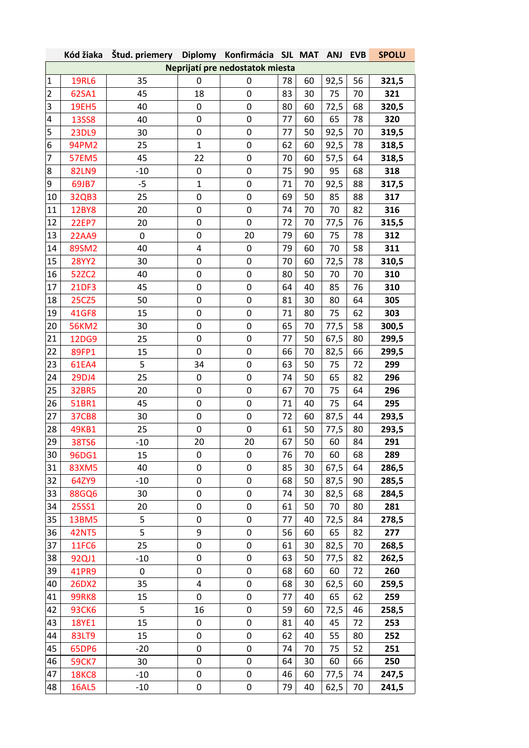| | Kód žiaka | Štud. priemery | Diplomy | Konfirmácia | SJL | MAT | ANJ | EVB | SPOLU |
|---|---|---|---|---|---|---|---|---|---|
| Neprijatí pre nedostatok miesta | | | | | | | | | |
| 1 | 19RL6 | 35 | 0 | 0 | 78 | 60 | 92,5 | 56 | **321,5** |
| 2 | 62SA1 | 45 | 18 | 0 | 83 | 30 | 75 | 70 | **321** |
| 3 | 19EH5 | 40 | 0 | 0 | 80 | 60 | 72,5 | 68 | **320,5** |
| 4 | 13SS8 | 40 | 0 | 0 | 77 | 60 | 65 | 78 | **320** |
| 5 | 23DL9 | 30 | 0 | 0 | 77 | 50 | 92,5 | 70 | **319,5** |
| 6 | 94PM2 | 25 | 1 | 0 | 62 | 60 | 92,5 | 78 | **318,5** |
| 7 | 57EM5 | 45 | 22 | 0 | 70 | 60 | 57,5 | 64 | **318,5** |
| 8 | 82LN9 | -10 | 0 | 0 | 75 | 90 | 95 | 68 | **318** |
| 9 | 69JB7 | -5 | 1 | 0 | 71 | 70 | 92,5 | 88 | **317,5** |
| 10 | 32QB3 | 25 | 0 | 0 | 69 | 50 | 85 | 88 | **317** |
| 11 | 12BY8 | 20 | 0 | 0 | 74 | 70 | 70 | 82 | **316** |
| 12 | 22EP7 | 20 | 0 | 0 | 72 | 70 | 77,5 | 76 | **315,5** |
| 13 | 22AA9 | 0 | 0 | 20 | 79 | 60 | 75 | 78 | **312** |
| 14 | 89SM2 | 40 | 4 | 0 | 79 | 60 | 70 | 58 | **311** |
| 15 | 28YY2 | 30 | 0 | 0 | 70 | 60 | 72,5 | 78 | **310,5** |
| 16 | 52ZC2 | 40 | 0 | 0 | 80 | 50 | 70 | 70 | **310** |
| 17 | 21DF3 | 45 | 0 | 0 | 64 | 40 | 85 | 76 | **310** |
| 18 | 25CZ5 | 50 | 0 | 0 | 81 | 30 | 80 | 64 | **305** |
| 19 | 41GF8 | 15 | 0 | 0 | 71 | 80 | 75 | 62 | **303** |
| 20 | 56KM2 | 30 | 0 | 0 | 65 | 70 | 77,5 | 58 | **300,5** |
| 21 | 12DG9 | 25 | 0 | 0 | 77 | 50 | 67,5 | 80 | **299,5** |
| 22 | 89FP1 | 15 | 0 | 0 | 66 | 70 | 82,5 | 66 | **299,5** |
| 23 | 61EA4 | 5 | 34 | 0 | 63 | 50 | 75 | 72 | **299** |
| 24 | 29DJ4 | 25 | 0 | 0 | 74 | 50 | 65 | 82 | **296** |
| 25 | 32BR5 | 20 | 0 | 0 | 67 | 70 | 75 | 64 | **296** |
| 26 | 51BR1 | 45 | 0 | 0 | 71 | 40 | 75 | 64 | **295** |
| 27 | 37CB8 | 30 | 0 | 0 | 72 | 60 | 87,5 | 44 | **293,5** |
| 28 | 49KB1 | 25 | 0 | 0 | 61 | 50 | 77,5 | 80 | **293,5** |
| 29 | 38TS6 | -10 | 20 | 20 | 67 | 50 | 60 | 84 | **291** |
| 30 | 96DG1 | 15 | 0 | 0 | 76 | 70 | 60 | 68 | **289** |
| 31 | 83XM5 | 40 | 0 | 0 | 85 | 30 | 67,5 | 64 | **286,5** |
| 32 | 64ZY9 | -10 | 0 | 0 | 68 | 50 | 87,5 | 90 | **285,5** |
| 33 | 88GQ6 | 30 | 0 | 0 | 74 | 30 | 82,5 | 68 | **284,5** |
| 34 | 25SS1 | 20 | 0 | 0 | 61 | 50 | 70 | 80 | **281** |
| 35 | 13BM5 | 5 | 0 | 0 | 77 | 40 | 72,5 | 84 | **278,5** |
| 36 | 42NT5 | 5 | 9 | 0 | 56 | 60 | 65 | 82 | **277** |
| 37 | 11FC6 | 25 | 0 | 0 | 61 | 30 | 82,5 | 70 | **268,5** |
| 38 | 92QJ1 | -10 | 0 | 0 | 63 | 50 | 77,5 | 82 | **262,5** |
| 39 | 41PR9 | 0 | 0 | 0 | 68 | 60 | 60 | 72 | **260** |
| 40 | 26DX2 | 35 | 4 | 0 | 68 | 30 | 62,5 | 60 | **259,5** |
| 41 | 99RK8 | 15 | 0 | 0 | 77 | 40 | 65 | 62 | **259** |
| 42 | 93CK6 | 5 | 16 | 0 | 59 | 60 | 72,5 | 46 | **258,5** |
| 43 | 18YE1 | 15 | 0 | 0 | 81 | 40 | 45 | 72 | **253** |
| 44 | 83LT9 | 15 | 0 | 0 | 62 | 40 | 55 | 80 | **252** |
| 45 | 65DP6 | -20 | 0 | 0 | 74 | 70 | 75 | 52 | **251** |
| 46 | 59CK7 | 30 | 0 | 0 | 64 | 30 | 60 | 66 | **250** |
| 47 | 18KC8 | -10 | 0 | 0 | 46 | 60 | 77,5 | 74 | **247,5** |
| 48 | 16AL5 | -10 | 0 | 0 | 79 | 40 | 62,5 | 70 | **241,5** |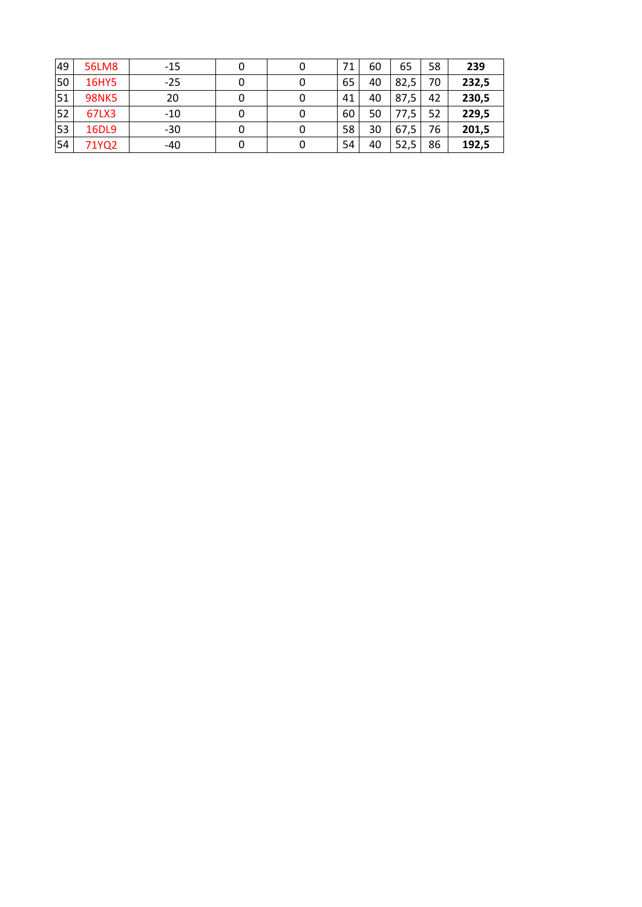| | | | | | | | | | |
|---|---|---|---|---|---|---|---|---|---|
| 49 | 56LM8 | -15 | 0 | 0 | 71 | 60 | 65 | 58 | **239** |
| 50 | 16HY5 | -25 | 0 | 0 | 65 | 40 | 82,5 | 70 | **232,5** |
| 51 | 98NK5 | 20 | 0 | 0 | 41 | 40 | 87,5 | 42 | **230,5** |
| 52 | 67LX3 | -10 | 0 | 0 | 60 | 50 | 77,5 | 52 | **229,5** |
| 53 | 16DL9 | -30 | 0 | 0 | 58 | 30 | 67,5 | 76 | **201,5** |
| 54 | 71YQ2 | -40 | 0 | 0 | 54 | 40 | 52,5 | 86 | **192,5** |